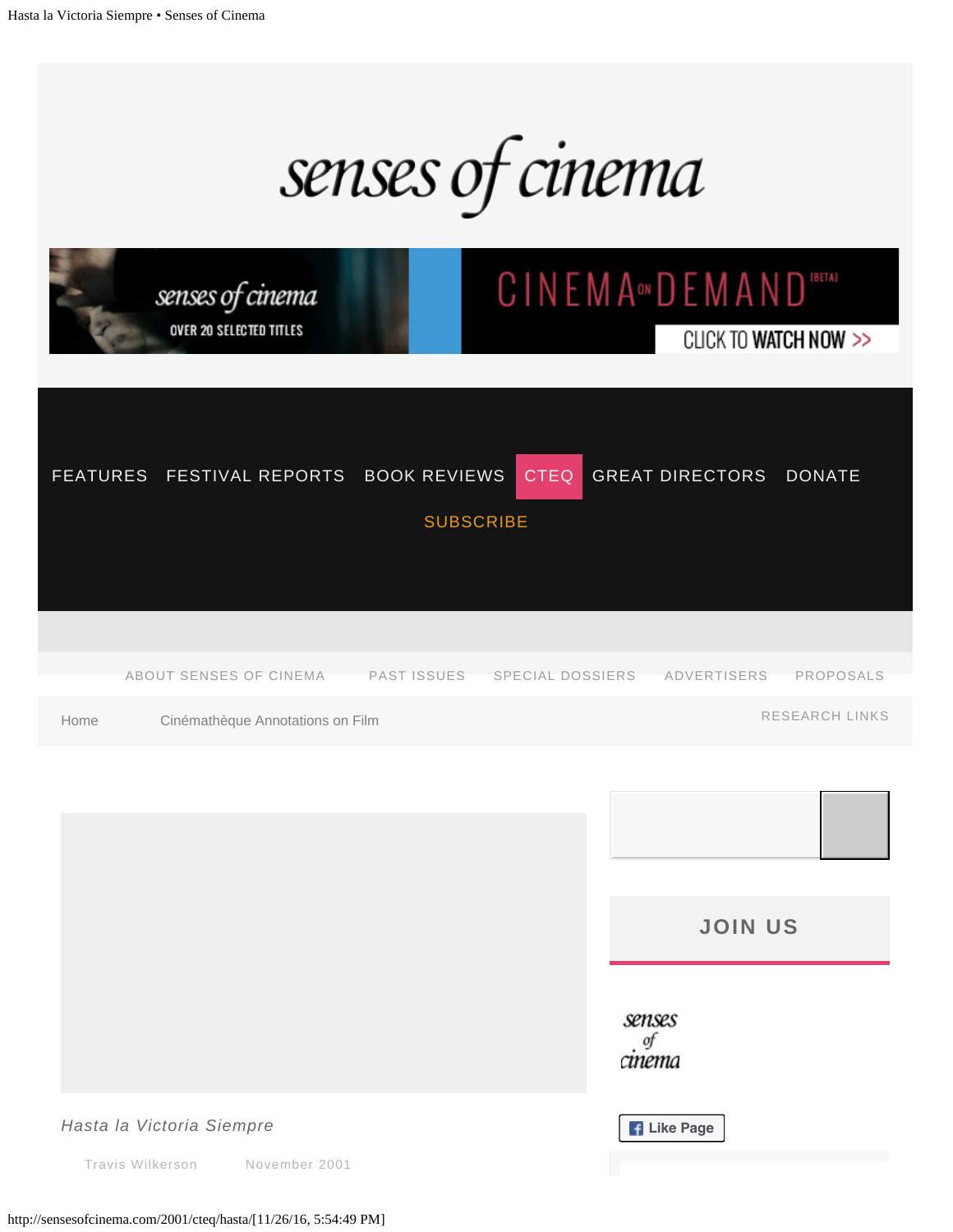senses of cinema

FEATURES FESTIVAL REPORTS BOOK REVIEWS CTEQ GREAT DIRECTORS DONATE

SUBSCRIBE

ABOUT SENSES OF CINEMA PAST ISSUES SPECIAL DOSSIERS ADVERTISERS PROPOSALS

Home Cinémathèque Annotations on Film RESEARCH LINKS

*Hasta la Victoria Siempre*

Travis Wilkerson November 2001

JOIN US

Like Page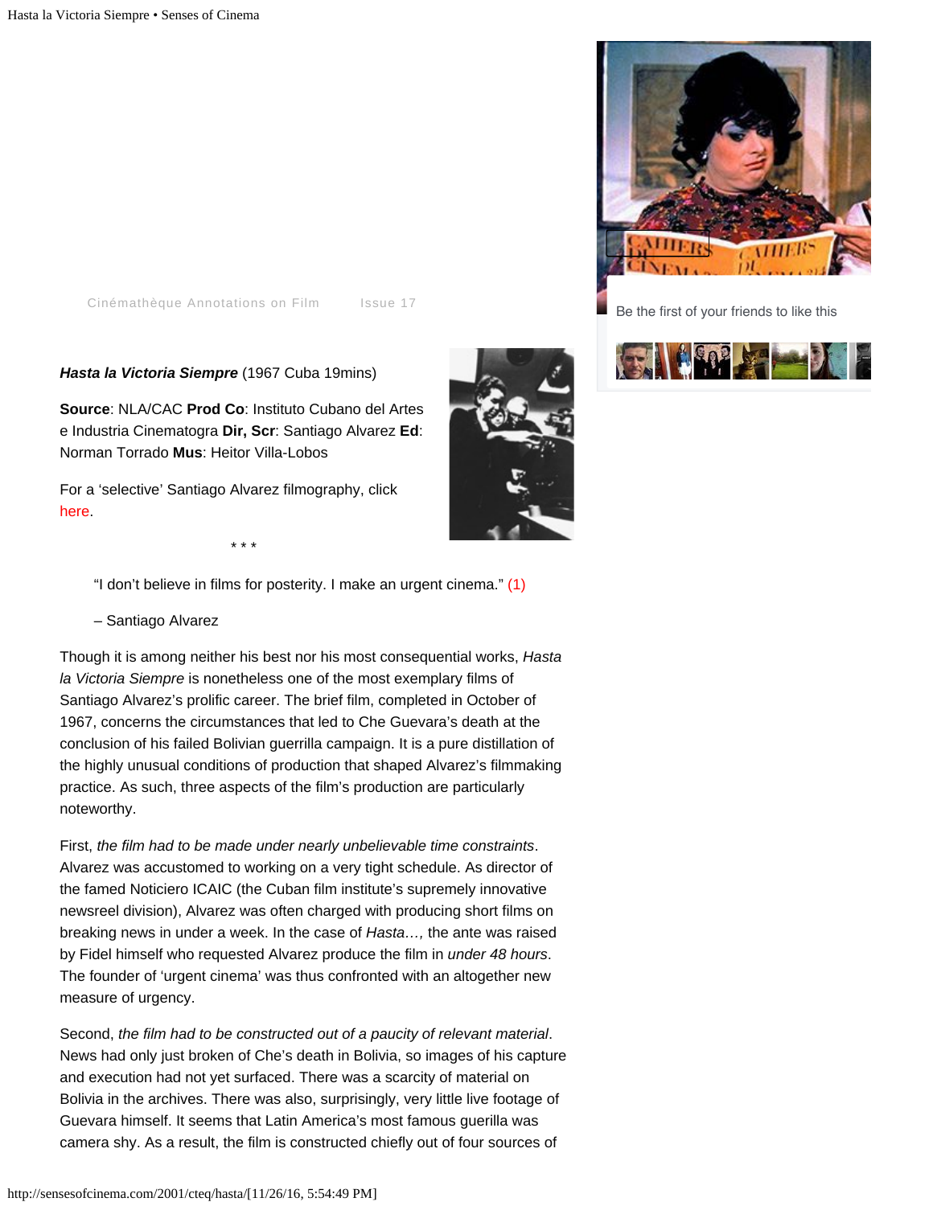Cinémathèque Annotations on Film    Issue 17

***Hasta la Victoria Siempre*** (1967 Cuba 19mins)

**Source**: NLA/CAC **Prod Co**: Instituto Cubano del Artes e Industria Cinematogra **Dir, Scr**: Santiago Alvarez **Ed**: Norman Torrado **Mus**: Heitor Villa-Lobos

For a 'selective' Santiago Alvarez filmography, click here.

\* \* \*

> "I don't believe in films for posterity. I make an urgent cinema." (1)
>
> – Santiago Alvarez

Though it is among neither his best nor his most consequential works, *Hasta la Victoria Siempre* is nonetheless one of the most exemplary films of Santiago Alvarez's prolific career. The brief film, completed in October of 1967, concerns the circumstances that led to Che Guevara's death at the conclusion of his failed Bolivian guerrilla campaign. It is a pure distillation of the highly unusual conditions of production that shaped Alvarez's filmmaking practice. As such, three aspects of the film's production are particularly noteworthy.

First, *the film had to be made under nearly unbelievable time constraints*. Alvarez was accustomed to working on a very tight schedule. As director of the famed Noticiero ICAIC (the Cuban film institute's supremely innovative newsreel division), Alvarez was often charged with producing short films on breaking news in under a week. In the case of *Hasta…,* the ante was raised by Fidel himself who requested Alvarez produce the film in *under 48 hours*. The founder of 'urgent cinema' was thus confronted with an altogether new measure of urgency.

Second, *the film had to be constructed out of a paucity of relevant material*. News had only just broken of Che's death in Bolivia, so images of his capture and execution had not yet surfaced. There was a scarcity of material on Bolivia in the archives. There was also, surprisingly, very little live footage of Guevara himself. It seems that Latin America's most famous guerilla was camera shy. As a result, the film is constructed chiefly out of four sources of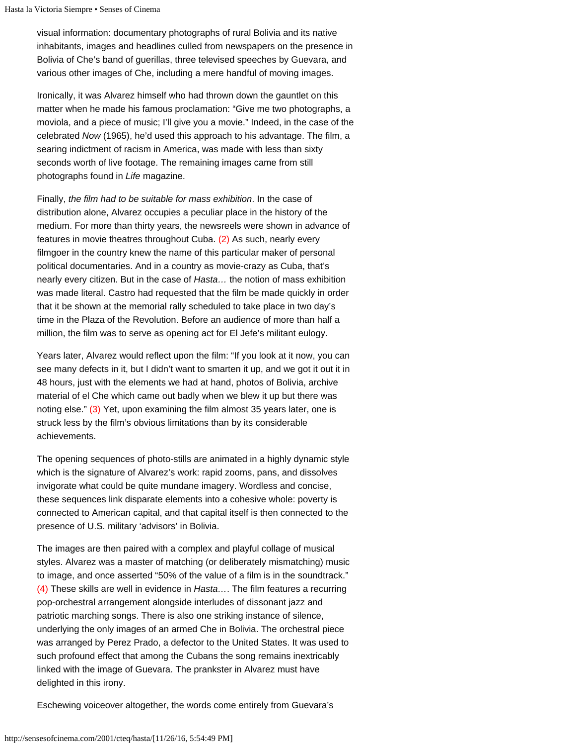visual information: documentary photographs of rural Bolivia and its native inhabitants, images and headlines culled from newspapers on the presence in Bolivia of Che's band of guerillas, three televised speeches by Guevara, and various other images of Che, including a mere handful of moving images.

Ironically, it was Alvarez himself who had thrown down the gauntlet on this matter when he made his famous proclamation: "Give me two photographs, a moviola, and a piece of music; I'll give you a movie." Indeed, in the case of the celebrated *Now* (1965), he'd used this approach to his advantage. The film, a searing indictment of racism in America, was made with less than sixty seconds worth of live footage. The remaining images came from still photographs found in *Life* magazine.

Finally, *the film had to be suitable for mass exhibition*. In the case of distribution alone, Alvarez occupies a peculiar place in the history of the medium. For more than thirty years, the newsreels were shown in advance of features in movie theatres throughout Cuba. (2) As such, nearly every filmgoer in the country knew the name of this particular maker of personal political documentaries. And in a country as movie-crazy as Cuba, that's nearly every citizen. But in the case of *Hasta…* the notion of mass exhibition was made literal. Castro had requested that the film be made quickly in order that it be shown at the memorial rally scheduled to take place in two day's time in the Plaza of the Revolution. Before an audience of more than half a million, the film was to serve as opening act for El Jefe's militant eulogy.

Years later, Alvarez would reflect upon the film: "If you look at it now, you can see many defects in it, but I didn't want to smarten it up, and we got it out it in 48 hours, just with the elements we had at hand, photos of Bolivia, archive material of el Che which came out badly when we blew it up but there was noting else." (3) Yet, upon examining the film almost 35 years later, one is struck less by the film's obvious limitations than by its considerable achievements.

The opening sequences of photo-stills are animated in a highly dynamic style which is the signature of Alvarez's work: rapid zooms, pans, and dissolves invigorate what could be quite mundane imagery. Wordless and concise, these sequences link disparate elements into a cohesive whole: poverty is connected to American capital, and that capital itself is then connected to the presence of U.S. military 'advisors' in Bolivia.

The images are then paired with a complex and playful collage of musical styles. Alvarez was a master of matching (or deliberately mismatching) music to image, and once asserted "50% of the value of a film is in the soundtrack." (4) These skills are well in evidence in *Hasta…*. The film features a recurring pop-orchestral arrangement alongside interludes of dissonant jazz and patriotic marching songs. There is also one striking instance of silence, underlying the only images of an armed Che in Bolivia. The orchestral piece was arranged by Perez Prado, a defector to the United States. It was used to such profound effect that among the Cubans the song remains inextricably linked with the image of Guevara. The prankster in Alvarez must have delighted in this irony.

Eschewing voiceover altogether, the words come entirely from Guevara's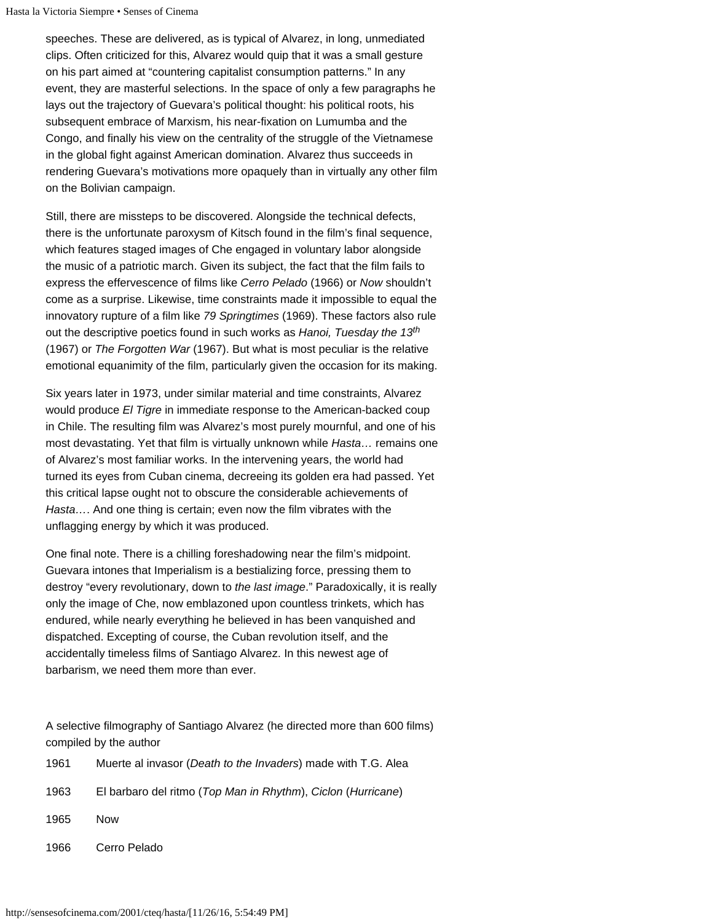speeches. These are delivered, as is typical of Alvarez, in long, unmediated clips. Often criticized for this, Alvarez would quip that it was a small gesture on his part aimed at "countering capitalist consumption patterns." In any event, they are masterful selections. In the space of only a few paragraphs he lays out the trajectory of Guevara's political thought: his political roots, his subsequent embrace of Marxism, his near-fixation on Lumumba and the Congo, and finally his view on the centrality of the struggle of the Vietnamese in the global fight against American domination. Alvarez thus succeeds in rendering Guevara's motivations more opaquely than in virtually any other film on the Bolivian campaign.

Still, there are missteps to be discovered. Alongside the technical defects, there is the unfortunate paroxysm of Kitsch found in the film's final sequence, which features staged images of Che engaged in voluntary labor alongside the music of a patriotic march. Given its subject, the fact that the film fails to express the effervescence of films like *Cerro Pelado* (1966) or *Now* shouldn't come as a surprise. Likewise, time constraints made it impossible to equal the innovatory rupture of a film like *79 Springtimes* (1969). These factors also rule out the descriptive poetics found in such works as *Hanoi, Tuesday the 13th* (1967) or *The Forgotten War* (1967). But what is most peculiar is the relative emotional equanimity of the film, particularly given the occasion for its making.

Six years later in 1973, under similar material and time constraints, Alvarez would produce *El Tigre* in immediate response to the American-backed coup in Chile. The resulting film was Alvarez's most purely mournful, and one of his most devastating. Yet that film is virtually unknown while *Hasta…* remains one of Alvarez's most familiar works. In the intervening years, the world had turned its eyes from Cuban cinema, decreeing its golden era had passed. Yet this critical lapse ought not to obscure the considerable achievements of *Hasta*…. And one thing is certain; even now the film vibrates with the unflagging energy by which it was produced.

One final note. There is a chilling foreshadowing near the film's midpoint. Guevara intones that Imperialism is a bestializing force, pressing them to destroy "every revolutionary, down to *the last image*." Paradoxically, it is really only the image of Che, now emblazoned upon countless trinkets, which has endured, while nearly everything he believed in has been vanquished and dispatched. Excepting of course, the Cuban revolution itself, and the accidentally timeless films of Santiago Alvarez. In this newest age of barbarism, we need them more than ever.

A selective filmography of Santiago Alvarez (he directed more than 600 films) compiled by the author

1961 Muerte al invasor (*Death to the Invaders*) made with T.G. Alea

1963 El barbaro del ritmo (*Top Man in Rhythm*), *Ciclon* (*Hurricane*)

1965 Now

1966 Cerro Pelado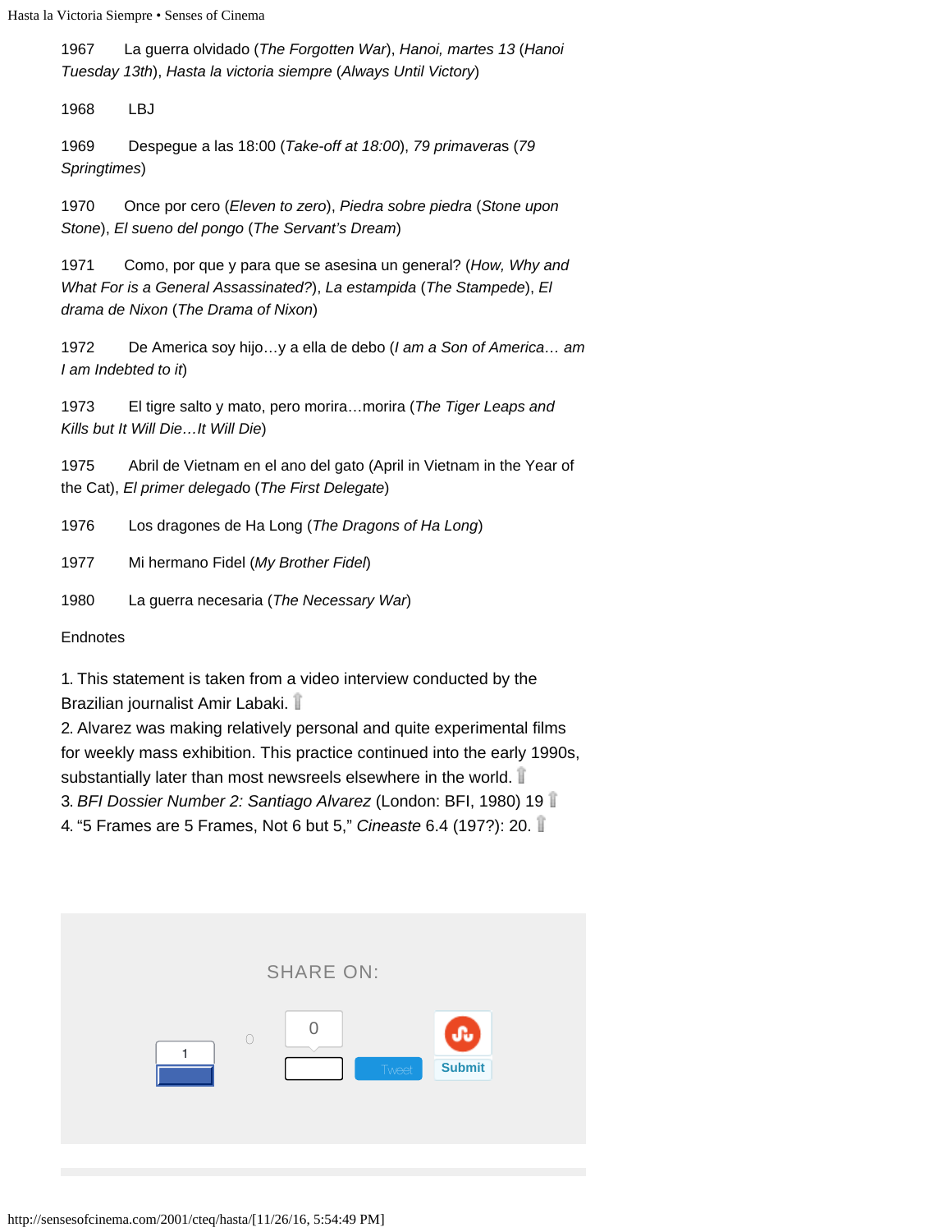1967 La guerra olvidado (*The Forgotten War*), *Hanoi, martes 13* (*Hanoi Tuesday 13th*), *Hasta la victoria siempre* (*Always Until Victory*)

1968 LBJ

1969 Despegue a las 18:00 (*Take-off at 18:00*), *79 primaveras* (*79 Springtimes*)

1970 Once por cero (*Eleven to zero*), *Piedra sobre piedra* (*Stone upon Stone*), *El sueno del pongo* (*The Servant's Dream*)

1971 Como, por que y para que se asesina un general? (*How, Why and What For is a General Assassinated?*), *La estampida* (*The Stampede*), *El drama de Nixon* (*The Drama of Nixon*)

1972 De America soy hijo…y a ella de debo (*I am a Son of America… am I am Indebted to it*)

1973 El tigre salto y mato, pero morira…morira (*The Tiger Leaps and Kills but It Will Die…It Will Die*)

1975 Abril de Vietnam en el ano del gato (April in Vietnam in the Year of the Cat), *El primer delegado* (*The First Delegate*)

1976 Los dragones de Ha Long (*The Dragons of Ha Long*)

1977 Mi hermano Fidel (*My Brother Fidel*)

1980 La guerra necesaria (*The Necessary War*)

Endnotes

1. This statement is taken from a video interview conducted by the Brazilian journalist Amir Labaki.
2. Alvarez was making relatively personal and quite experimental films for weekly mass exhibition. This practice continued into the early 1990s, substantially later than most newsreels elsewhere in the world.
3. *BFI Dossier Number 2: Santiago Alvarez* (London: BFI, 1980) 19
4. "5 Frames are 5 Frames, Not 6 but 5," *Cineaste* 6.4 (197?): 20.

SHARE ON: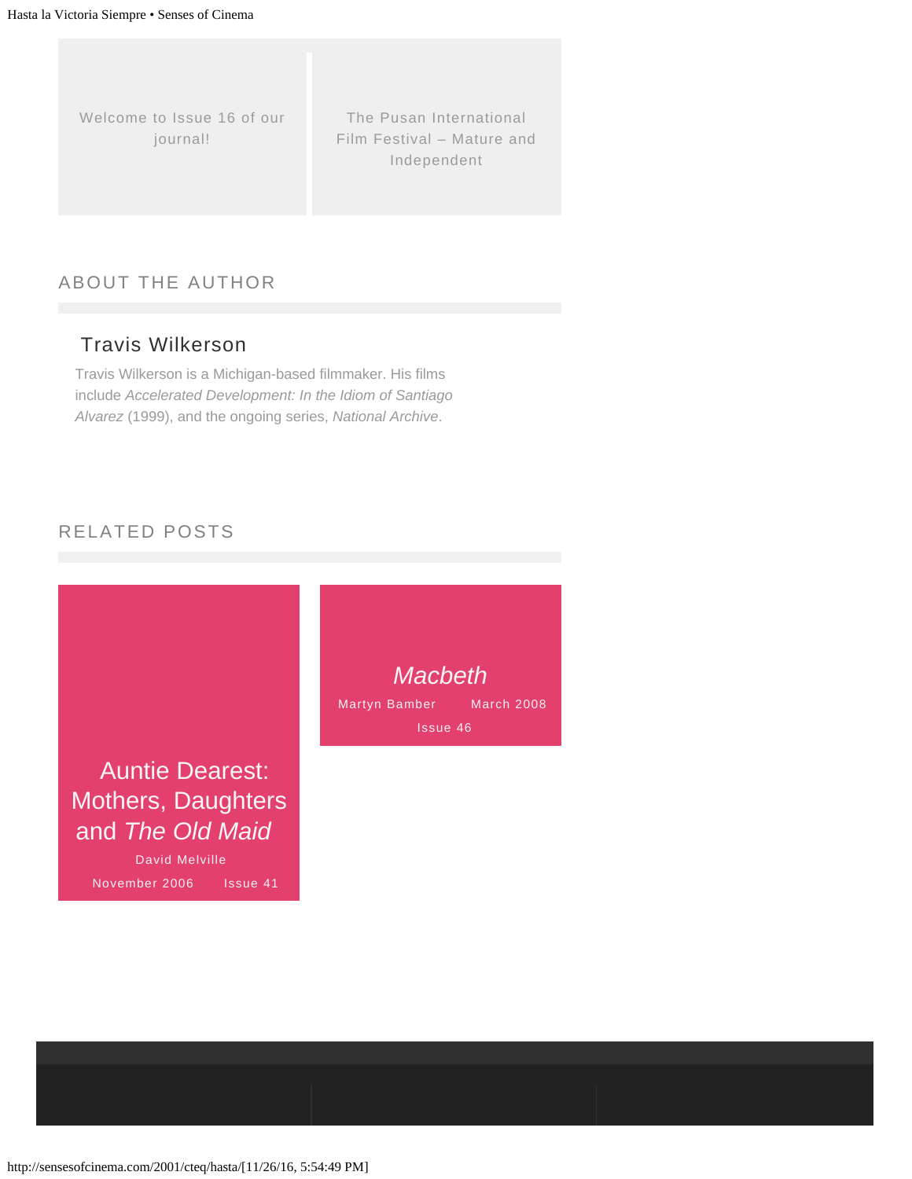Welcome to Issue 16 of our journal!

The Pusan International Film Festival – Mature and Independent

## ABOUT THE AUTHOR

### Travis Wilkerson

Travis Wilkerson is a Michigan-based filmmaker. His films include *Accelerated Development: In the Idiom of Santiago Alvarez* (1999), and the ongoing series, *National Archive*.

## RELATED POSTS

**Auntie Dearest: Mothers, Daughters and *The Old Maid***
David Melville
November 2006 Issue 41

***Macbeth***
Martyn Bamber March 2008
Issue 46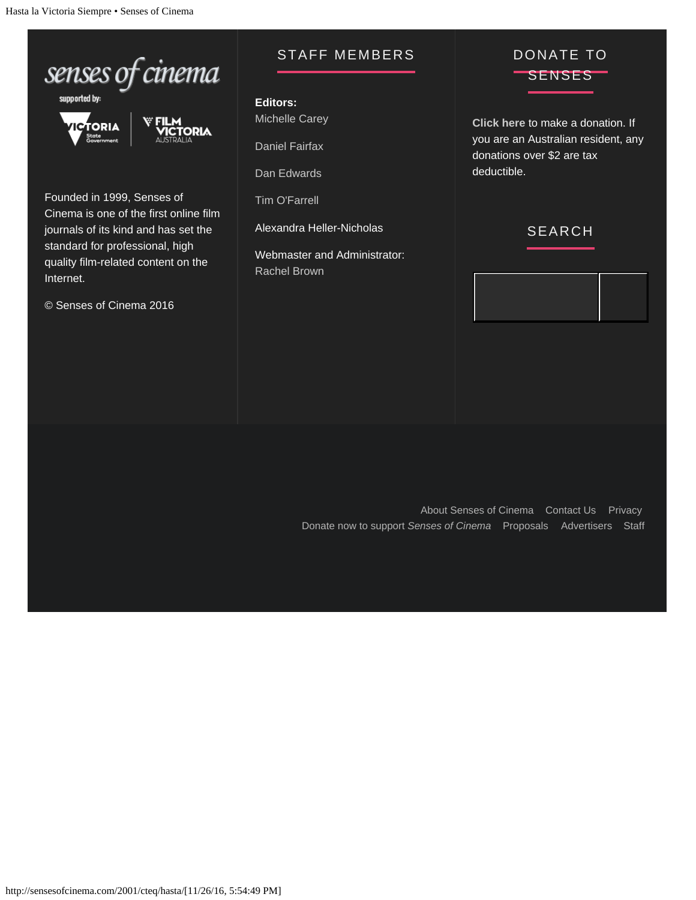senses of cinema

supported by:

VICTORIA State Government | FILM VICTORIA AUSTRALIA

Founded in 1999, Senses of Cinema is one of the first online film journals of its kind and has set the standard for professional, high quality film-related content on the Internet.

© Senses of Cinema 2016

## STAFF MEMBERS

**Editors:**
Michelle Carey

Daniel Fairfax

Dan Edwards

Tim O'Farrell

Alexandra Heller-Nicholas

Webmaster and Administrator:
Rachel Brown

## DONATE TO SENSES

**Click here** to make a donation. If you are an Australian resident, any donations over $2 are tax deductible.

## SEARCH

About Senses of Cinema Contact Us Privacy
Donate now to support *Senses of Cinema* Proposals Advertisers Staff